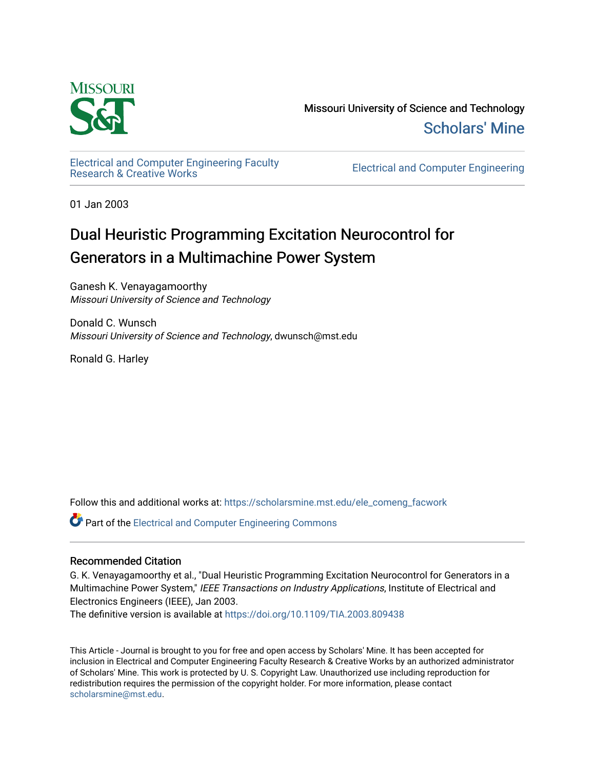Missouri University of Science and Technology

Scholars' Mine

Electrical and Computer Engineering Faculty Research & Creative Works

Electrical and Computer Engineering

01 Jan 2003

# Dual Heuristic Programming Excitation Neurocontrol for Generators in a Multimachine Power System

Ganesh K. Venayagamoorthy
*Missouri University of Science and Technology*

Donald C. Wunsch
*Missouri University of Science and Technology*, dwunsch@mst.edu

Ronald G. Harley

Follow this and additional works at: https://scholarsmine.mst.edu/ele_comeng_facwork

Part of the Electrical and Computer Engineering Commons

## Recommended Citation

G. K. Venayagamoorthy et al., "Dual Heuristic Programming Excitation Neurocontrol for Generators in a Multimachine Power System," *IEEE Transactions on Industry Applications*, Institute of Electrical and Electronics Engineers (IEEE), Jan 2003.
The definitive version is available at https://doi.org/10.1109/TIA.2003.809438

This Article - Journal is brought to you for free and open access by Scholars' Mine. It has been accepted for inclusion in Electrical and Computer Engineering Faculty Research & Creative Works by an authorized administrator of Scholars' Mine. This work is protected by U. S. Copyright Law. Unauthorized use including reproduction for redistribution requires the permission of the copyright holder. For more information, please contact scholarsmine@mst.edu.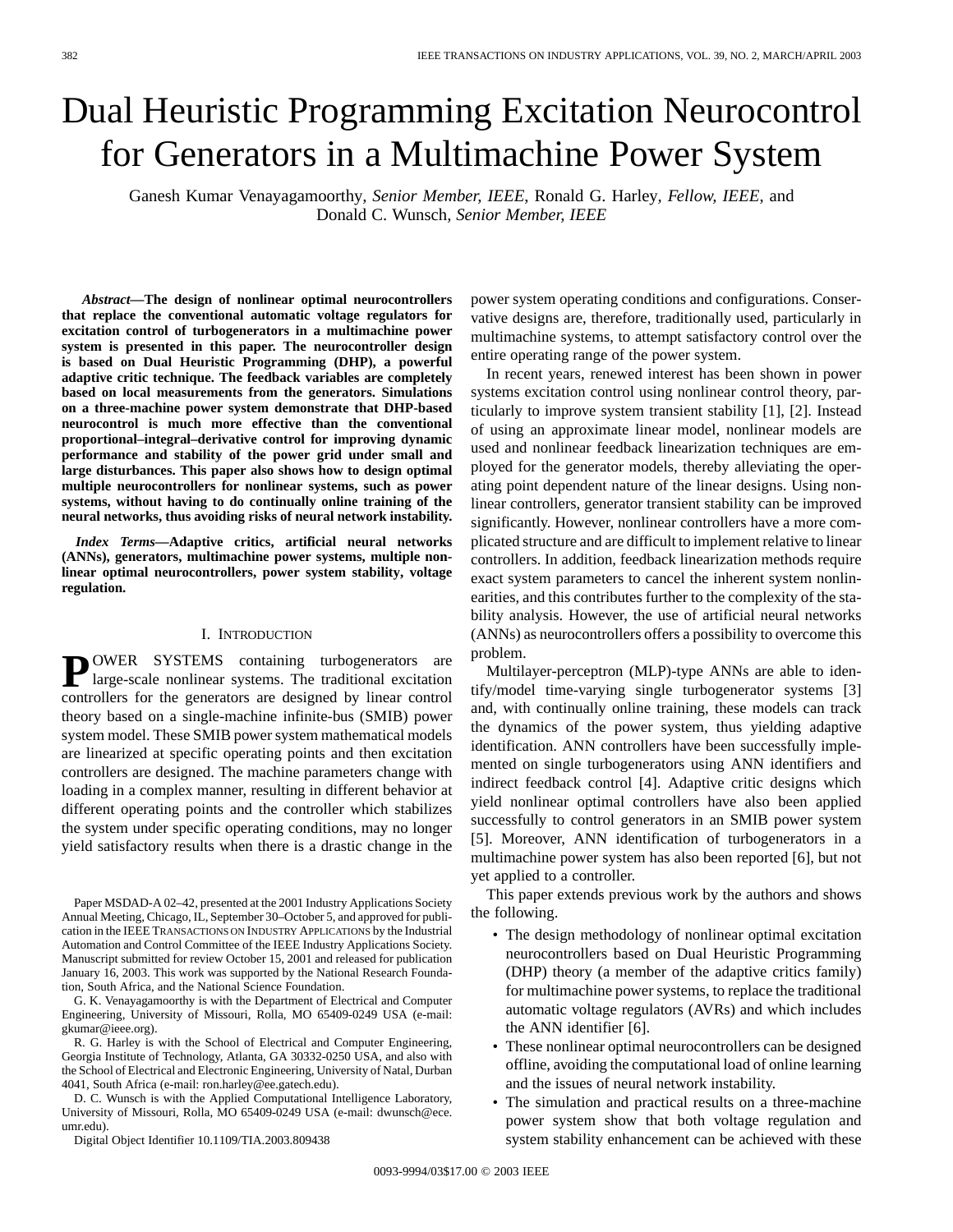# Dual Heuristic Programming Excitation Neurocontrol for Generators in a Multimachine Power System

Ganesh Kumar Venayagamoorthy, *Senior Member, IEEE*, Ronald G. Harley, *Fellow, IEEE*, and Donald C. Wunsch, *Senior Member, IEEE*

***Abstract*—The design of nonlinear optimal neurocontrollers that replace the conventional automatic voltage regulators for excitation control of turbogenerators in a multimachine power system is presented in this paper. The neurocontroller design is based on Dual Heuristic Programming (DHP), a powerful adaptive critic technique. The feedback variables are completely based on local measurements from the generators. Simulations on a three-machine power system demonstrate that DHP-based neurocontrol is much more effective than the conventional proportional–integral–derivative control for improving dynamic performance and stability of the power grid under small and large disturbances. This paper also shows how to design optimal multiple neurocontrollers for nonlinear systems, such as power systems, without having to do continually online training of the neural networks, thus avoiding risks of neural network instability.**

***Index Terms*—Adaptive critics, artificial neural networks (ANNs), generators, multimachine power systems, multiple nonlinear optimal neurocontrollers, power system stability, voltage regulation.**

## I. Introduction

POWER SYSTEMS containing turbogenerators are large-scale nonlinear systems. The traditional excitation controllers for the generators are designed by linear control theory based on a single-machine infinite-bus (SMIB) power system model. These SMIB power system mathematical models are linearized at specific operating points and then excitation controllers are designed. The machine parameters change with loading in a complex manner, resulting in different behavior at different operating points and the controller which stabilizes the system under specific operating conditions, may no longer yield satisfactory results when there is a drastic change in the power system operating conditions and configurations. Conservative designs are, therefore, traditionally used, particularly in multimachine systems, to attempt satisfactory control over the entire operating range of the power system.

In recent years, renewed interest has been shown in power systems excitation control using nonlinear control theory, particularly to improve system transient stability [1], [2]. Instead of using an approximate linear model, nonlinear models are used and nonlinear feedback linearization techniques are employed for the generator models, thereby alleviating the operating point dependent nature of the linear designs. Using nonlinear controllers, generator transient stability can be improved significantly. However, nonlinear controllers have a more complicated structure and are difficult to implement relative to linear controllers. In addition, feedback linearization methods require exact system parameters to cancel the inherent system nonlinearities, and this contributes further to the complexity of the stability analysis. However, the use of artificial neural networks (ANNs) as neurocontrollers offers a possibility to overcome this problem.

Multilayer-perceptron (MLP)-type ANNs are able to identify/model time-varying single turbogenerator systems [3] and, with continually online training, these models can track the dynamics of the power system, thus yielding adaptive identification. ANN controllers have been successfully implemented on single turbogenerators using ANN identifiers and indirect feedback control [4]. Adaptive critic designs which yield nonlinear optimal controllers have also been applied successfully to control generators in an SMIB power system [5]. Moreover, ANN identification of turbogenerators in a multimachine power system has also been reported [6], but not yet applied to a controller.

This paper extends previous work by the authors and shows the following.

- The design methodology of nonlinear optimal excitation neurocontrollers based on Dual Heuristic Programming (DHP) theory (a member of the adaptive critics family) for multimachine power systems, to replace the traditional automatic voltage regulators (AVRs) and which includes the ANN identifier [6].
- These nonlinear optimal neurocontrollers can be designed offline, avoiding the computational load of online learning and the issues of neural network instability.
- The simulation and practical results on a three-machine power system show that both voltage regulation and system stability enhancement can be achieved with these

Paper MSDAD-A 02–42, presented at the 2001 Industry Applications Society Annual Meeting, Chicago, IL, September 30–October 5, and approved for publication in the IEEE TRANSACTIONS ON INDUSTRY APPLICATIONS by the Industrial Automation and Control Committee of the IEEE Industry Applications Society. Manuscript submitted for review October 15, 2001 and released for publication January 16, 2003. This work was supported by the National Research Foundation, South Africa, and the National Science Foundation.

G. K. Venayagamoorthy is with the Department of Electrical and Computer Engineering, University of Missouri, Rolla, MO 65409-0249 USA (e-mail: gkumar@ieee.org).

R. G. Harley is with the School of Electrical and Computer Engineering, Georgia Institute of Technology, Atlanta, GA 30332-0250 USA, and also with the School of Electrical and Electronic Engineering, University of Natal, Durban 4041, South Africa (e-mail: ron.harley@ee.gatech.edu).

D. C. Wunsch is with the Applied Computational Intelligence Laboratory, University of Missouri, Rolla, MO 65409-0249 USA (e-mail: dwunsch@ece.umr.edu).

Digital Object Identifier 10.1109/TIA.2003.809438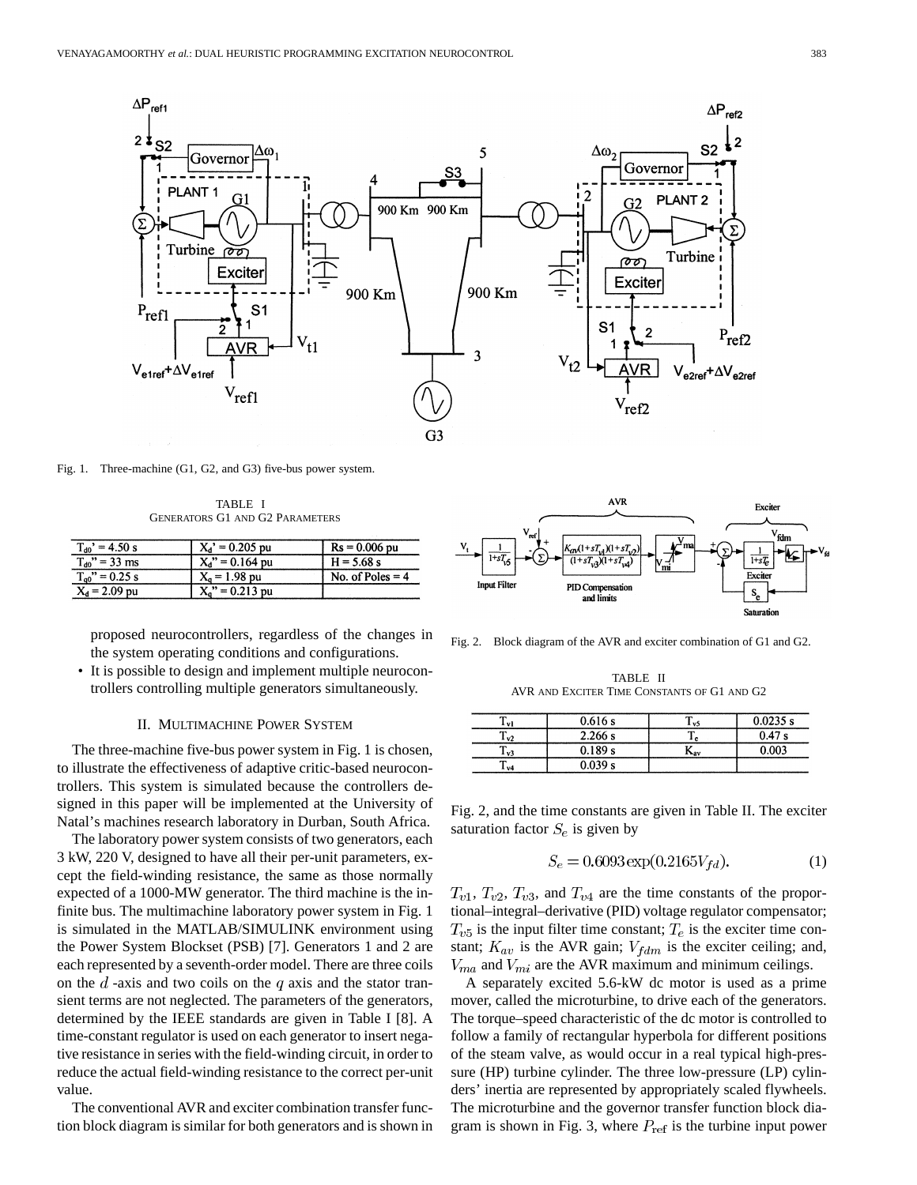Fig. 1. Three-machine (G1, G2, and G3) five-bus power system.

TABLE I
GENERATORS G1 AND G2 PARAMETERS

| | | |
|---|---|---|
| $T_{d0}$' = 4.50 s | $X_d$' = 0.205 pu | Rs = 0.006 pu |
| $T_{d0}$" = 33 ms | $X_d$" = 0.164 pu | H = 5.68 s |
| $T_{q0}$" = 0.25 s | $X_q$ = 1.98 pu | No. of Poles = 4 |
| $X_d$ = 2.09 pu | $X_q$" = 0.213 pu | |

proposed neurocontrollers, regardless of the changes in the system operating conditions and configurations.

- It is possible to design and implement multiple neurocontrollers controlling multiple generators simultaneously.

## II. MULTIMACHINE POWER SYSTEM

The three-machine five-bus power system in Fig. 1 is chosen, to illustrate the effectiveness of adaptive critic-based neurocontrollers. This system is simulated because the controllers designed in this paper will be implemented at the University of Natal's machines research laboratory in Durban, South Africa.

The laboratory power system consists of two generators, each 3 kW, 220 V, designed to have all their per-unit parameters, except the field-winding resistance, the same as those normally expected of a 1000-MW generator. The third machine is the infinite bus. The multimachine laboratory power system in Fig. 1 is simulated in the MATLAB/SIMULINK environment using the Power System Blockset (PSB) [7]. Generators 1 and 2 are each represented by a seventh-order model. There are three coils on the $d$ -axis and two coils on the $q$ axis and the stator transient terms are not neglected. The parameters of the generators, determined by the IEEE standards are given in Table I [8]. A time-constant regulator is used on each generator to insert negative resistance in series with the field-winding circuit, in order to reduce the actual field-winding resistance to the correct per-unit value.

The conventional AVR and exciter combination transfer function block diagram is similar for both generators and is shown in Fig. 2, and the time constants are given in Table II. The exciter saturation factor $S_e$ is given by

$$S_e = 0.6093 \exp(0.2165 V_{fd}). \tag{1}$$

Fig. 2. Block diagram of the AVR and exciter combination of G1 and G2.

TABLE II
AVR AND EXCITER TIME CONSTANTS OF G1 AND G2

| | | | |
|---|---|---|---|
| $T_{v1}$ | 0.616 s | $T_{v5}$ | 0.0235 s |
| $T_{v2}$ | 2.266 s | $T_e$ | 0.47 s |
| $T_{v3}$ | 0.189 s | $K_{av}$ | 0.003 |
| $T_{v4}$ | 0.039 s | | |

$T_{v1}$, $T_{v2}$, $T_{v3}$, and $T_{v4}$ are the time constants of the proportional–integral–derivative (PID) voltage regulator compensator; $T_{v5}$ is the input filter time constant; $T_e$ is the exciter time constant; $K_{av}$ is the AVR gain; $V_{fdm}$ is the exciter ceiling; and, $V_{ma}$ and $V_{mi}$ are the AVR maximum and minimum ceilings.

A separately excited 5.6-kW dc motor is used as a prime mover, called the microturbine, to drive each of the generators. The torque–speed characteristic of the dc motor is controlled to follow a family of rectangular hyperbola for different positions of the steam valve, as would occur in a real typical high-pressure (HP) turbine cylinder. The three low-pressure (LP) cylinders' inertia are represented by appropriately scaled flywheels. The microturbine and the governor transfer function block diagram is shown in Fig. 3, where $P_{\text{ref}}$ is the turbine input power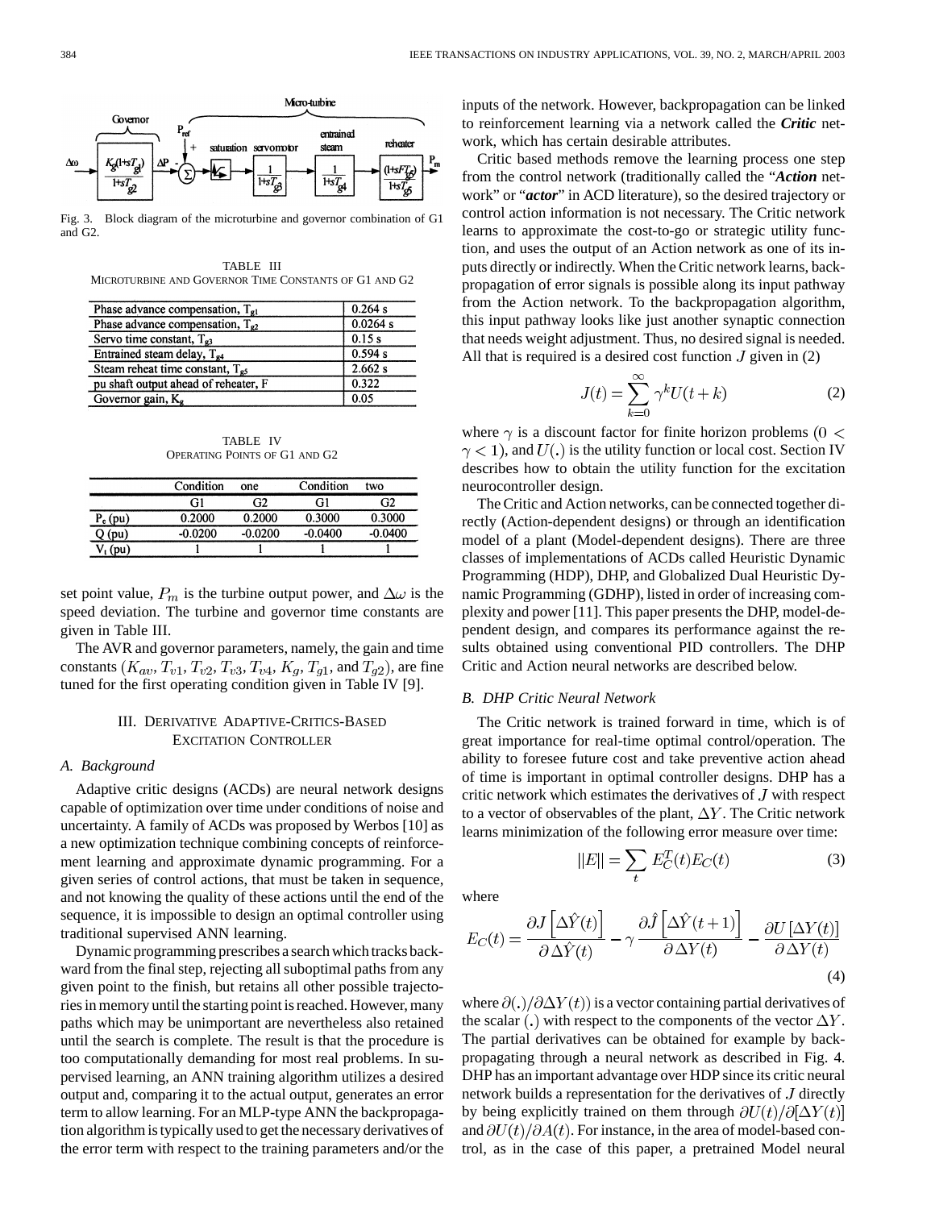Governor

Micro-turbine

$\Delta\omega$ $\frac{K_g(1+sT_{g1})}{1+sT_{g2}}$ $\Delta P$ $P_{ref}$ saturation servomotor $\frac{1}{1+sT_{g3}}$ entrained steam $\frac{1}{1+sT_{g4}}$ reheater $\frac{(1+sFT_{g5})}{1+sT_{g5}}$ $P_m$

Fig. 3. Block diagram of the microturbine and governor combination of G1 and G2.

TABLE III
MICROTURBINE AND GOVERNOR TIME CONSTANTS OF G1 AND G2

| | |
|---|---|
| Phase advance compensation, $T_{g1}$ | 0.264 s |
| Phase advance compensation, $T_{g2}$ | 0.0264 s |
| Servo time constant, $T_{g3}$ | 0.15 s |
| Entrained steam delay, $T_{g4}$ | 0.594 s |
| Steam reheat time constant, $T_{g5}$ | 2.662 s |
| pu shaft output ahead of reheater, F | 0.322 |
| Governor gain, $K_g$ | 0.05 |

TABLE IV
OPERATING POINTS OF G1 AND G2

| | Condition one | | Condition two | |
|---|---|---|---|---|
| | G1 | G2 | G1 | G2 |
| $P_e$ (pu) | 0.2000 | 0.2000 | 0.3000 | 0.3000 |
| Q (pu) | -0.0200 | -0.0200 | -0.0400 | -0.0400 |
| $V_t$ (pu) | 1 | 1 | 1 | 1 |

set point value, $P_m$ is the turbine output power, and $\Delta\omega$ is the speed deviation. The turbine and governor time constants are given in Table III.

The AVR and governor parameters, namely, the gain and time constants ($K_{av}, T_{v1}, T_{v2}, T_{v3}, T_{v4}, K_g, T_{g1}$, and $T_{g2}$), are fine tuned for the first operating condition given in Table IV [9].

## III. DERIVATIVE ADAPTIVE-CRITICS-BASED EXCITATION CONTROLLER

### A. Background

Adaptive critic designs (ACDs) are neural network designs capable of optimization over time under conditions of noise and uncertainty. A family of ACDs was proposed by Werbos [10] as a new optimization technique combining concepts of reinforcement learning and approximate dynamic programming. For a given series of control actions, that must be taken in sequence, and not knowing the quality of these actions until the end of the sequence, it is impossible to design an optimal controller using traditional supervised ANN learning.

Dynamic programming prescribes a search which tracks backward from the final step, rejecting all suboptimal paths from any given point to the finish, but retains all other possible trajectories in memory until the starting point is reached. However, many paths which may be unimportant are nevertheless also retained until the search is complete. The result is that the procedure is too computationally demanding for most real problems. In supervised learning, an ANN training algorithm utilizes a desired output and, comparing it to the actual output, generates an error term to allow learning. For an MLP-type ANN the backpropagation algorithm is typically used to get the necessary derivatives of the error term with respect to the training parameters and/or the inputs of the network. However, backpropagation can be linked to reinforcement learning via a network called the ***Critic*** network, which has certain desirable attributes.

Critic based methods remove the learning process one step from the control network (traditionally called the "***Action*** network" or "***actor***" in ACD literature), so the desired trajectory or control action information is not necessary. The Critic network learns to approximate the cost-to-go or strategic utility function, and uses the output of an Action network as one of its inputs directly or indirectly. When the Critic network learns, backpropagation of error signals is possible along its input pathway from the Action network. To the backpropagation algorithm, this input pathway looks like just another synaptic connection that needs weight adjustment. Thus, no desired signal is needed. All that is required is a desired cost function $J$ given in (2)

$$J(t) = \sum_{k=0}^{\infty} \gamma^k U(t+k) \tag{2}$$

where $\gamma$ is a discount factor for finite horizon problems ($0 < \gamma < 1$), and $U(.)$ is the utility function or local cost. Section IV describes how to obtain the utility function for the excitation neurocontroller design.

The Critic and Action networks, can be connected together directly (Action-dependent designs) or through an identification model of a plant (Model-dependent designs). There are three classes of implementations of ACDs called Heuristic Dynamic Programming (HDP), DHP, and Globalized Dual Heuristic Dynamic Programming (GDHP), listed in order of increasing complexity and power [11]. This paper presents the DHP, model-dependent design, and compares its performance against the results obtained using conventional PID controllers. The DHP Critic and Action neural networks are described below.

### B. DHP Critic Neural Network

The Critic network is trained forward in time, which is of great importance for real-time optimal control/operation. The ability to foresee future cost and take preventive action ahead of time is important in optimal controller designs. DHP has a critic network which estimates the derivatives of $J$ with respect to a vector of observables of the plant, $\Delta Y$. The Critic network learns minimization of the following error measure over time:

$$||E|| = \sum_t E_C^T(t) E_C(t) \tag{3}$$

where

$$E_C(t) = \frac{\partial J\left[\Delta \hat{Y}(t)\right]}{\partial \Delta \hat{Y}(t)} - \gamma \frac{\partial \hat{J}\left[\Delta \hat{Y}(t+1)\right]}{\partial \Delta Y(t)} - \frac{\partial U\left[\Delta Y(t)\right]}{\partial \Delta Y(t)} \tag{4}$$

where $\partial(.)/\partial\Delta Y(t))$ is a vector containing partial derivatives of the scalar $(.)$ with respect to the components of the vector $\Delta Y$. The partial derivatives can be obtained for example by backpropagating through a neural network as described in Fig. 4. DHP has an important advantage over HDP since its critic neural network builds a representation for the derivatives of $J$ directly by being explicitly trained on them through $\partial U(t)/\partial[\Delta Y(t)]$ and $\partial U(t)/\partial A(t)$. For instance, in the area of model-based control, as in the case of this paper, a pretrained Model neural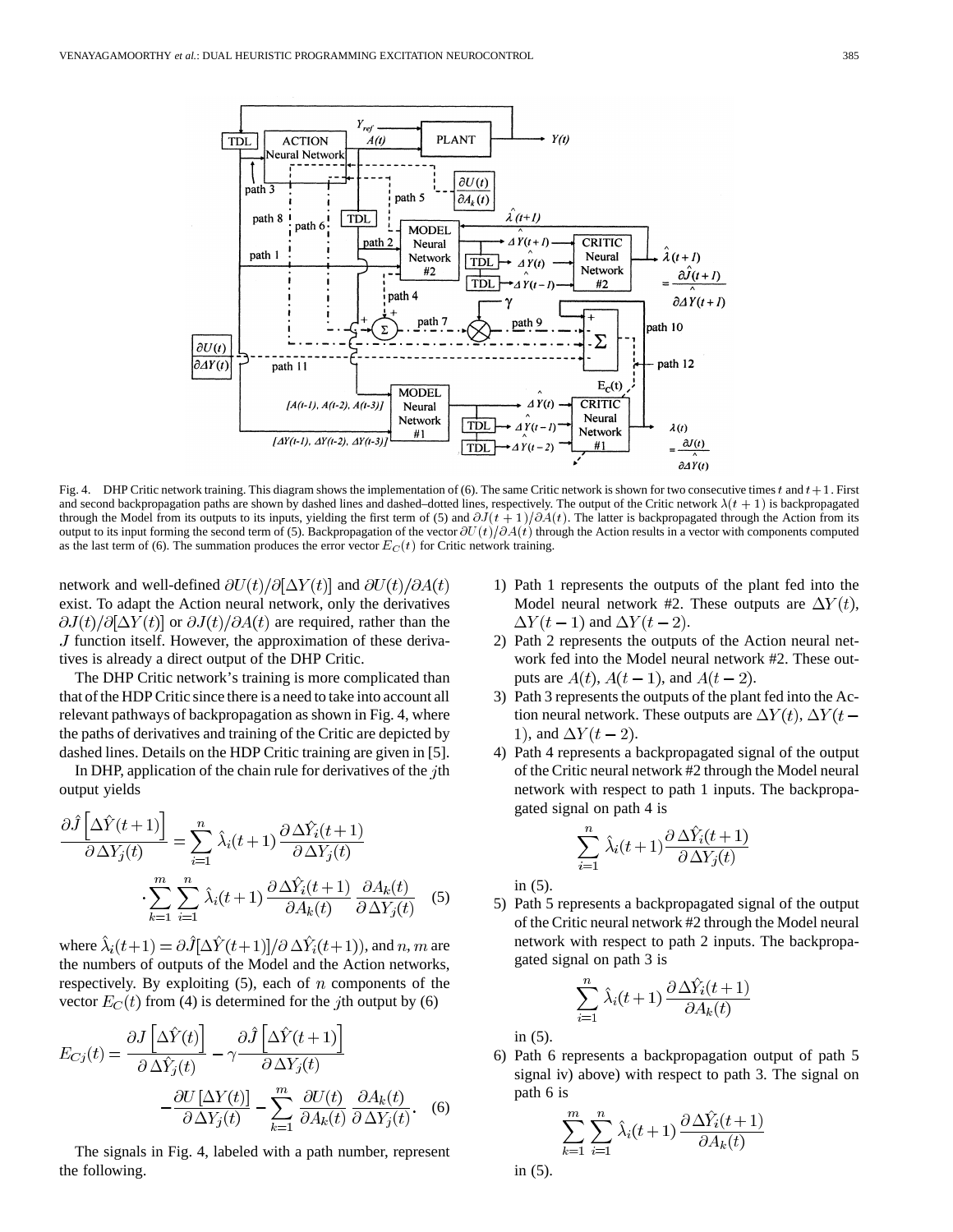Fig. 4. DHP Critic network training. This diagram shows the implementation of (6). The same Critic network is shown for two consecutive times $t$ and $t+1$. First and second backpropagation paths are shown by dashed lines and dashed–dotted lines, respectively. The output of the Critic network $\lambda(t+1)$ is backpropagated through the Model from its outputs to its inputs, yielding the first term of (5) and $\partial J(t+1)/\partial A(t)$. The latter is backpropagated through the Action from its output to its input forming the second term of (5). Backpropagation of the vector $\partial U(t)/\partial A(t)$ through the Action results in a vector with components computed as the last term of (6). The summation produces the error vector $E_C(t)$ for Critic network training.

network and well-defined $\partial U(t)/\partial[\Delta Y(t)]$ and $\partial U(t)/\partial A(t)$ exist. To adapt the Action neural network, only the derivatives $\partial J(t)/\partial[\Delta Y(t)]$ or $\partial J(t)/\partial A(t)$ are required, rather than the $J$ function itself. However, the approximation of these derivatives is already a direct output of the DHP Critic.

The DHP Critic network's training is more complicated than that of the HDP Critic since there is a need to take into account all relevant pathways of backpropagation as shown in Fig. 4, where the paths of derivatives and training of the Critic are depicted by dashed lines. Details on the HDP Critic training are given in [5].

In DHP, application of the chain rule for derivatives of the $j$th output yields

$$\frac{\partial \hat{J}\left[\Delta \hat{Y}(t+1)\right]}{\partial \Delta Y_j(t)} = \sum_{i=1}^{n} \hat{\lambda}_i(t+1) \frac{\partial \Delta \hat{Y}_i(t+1)}{\partial \Delta Y_j(t)} \cdot \sum_{k=1}^{m} \sum_{i=1}^{n} \hat{\lambda}_i(t+1) \frac{\partial \Delta \hat{Y}_i(t+1)}{\partial A_k(t)} \frac{\partial A_k(t)}{\partial \Delta Y_j(t)} \quad (5)$$

where $\hat{\lambda}_i(t+1) = \partial \hat{J}[\Delta \hat{Y}(t+1)]/\partial \Delta \hat{Y}_i(t+1))$, and $n, m$ are the numbers of outputs of the Model and the Action networks, respectively. By exploiting (5), each of $n$ components of the vector $E_C(t)$ from (4) is determined for the $j$th output by (6)

$$E_{Cj}(t) = \frac{\partial J\left[\Delta \hat{Y}(t)\right]}{\partial \Delta \hat{Y}_j(t)} - \gamma \frac{\partial \hat{J}\left[\Delta \hat{Y}(t+1)\right]}{\partial \Delta Y_j(t)} - \frac{\partial U\left[\Delta Y(t)\right]}{\partial \Delta Y_j(t)} - \sum_{k=1}^{m} \frac{\partial U(t)}{\partial A_k(t)} \frac{\partial A_k(t)}{\partial \Delta Y_j(t)}. \quad (6)$$

The signals in Fig. 4, labeled with a path number, represent the following.

1) Path 1 represents the outputs of the plant fed into the Model neural network #2. These outputs are $\Delta Y(t)$, $\Delta Y(t-1)$ and $\Delta Y(t-2)$.
2) Path 2 represents the outputs of the Action neural network fed into the Model neural network #2. These outputs are $A(t)$, $A(t-1)$, and $A(t-2)$.
3) Path 3 represents the outputs of the plant fed into the Action neural network. These outputs are $\Delta Y(t)$, $\Delta Y(t-1)$, and $\Delta Y(t-2)$.
4) Path 4 represents a backpropagated signal of the output of the Critic neural network #2 through the Model neural network with respect to path 1 inputs. The backpropagated signal on path 4 is
$$\sum_{i=1}^{n} \hat{\lambda}_i(t+1) \frac{\partial \Delta \hat{Y}_i(t+1)}{\partial \Delta Y_j(t)}$$
in (5).
5) Path 5 represents a backpropagated signal of the output of the Critic neural network #2 through the Model neural network with respect to path 2 inputs. The backpropagated signal on path 3 is
$$\sum_{i=1}^{n} \hat{\lambda}_i(t+1) \frac{\partial \Delta \hat{Y}_i(t+1)}{\partial A_k(t)}$$
in (5).
6) Path 6 represents a backpropagation output of path 5 signal iv) above) with respect to path 3. The signal on path 6 is
$$\sum_{k=1}^{m} \sum_{i=1}^{n} \hat{\lambda}_i(t+1) \frac{\partial \Delta \hat{Y}_i(t+1)}{\partial A_k(t)}$$
in (5).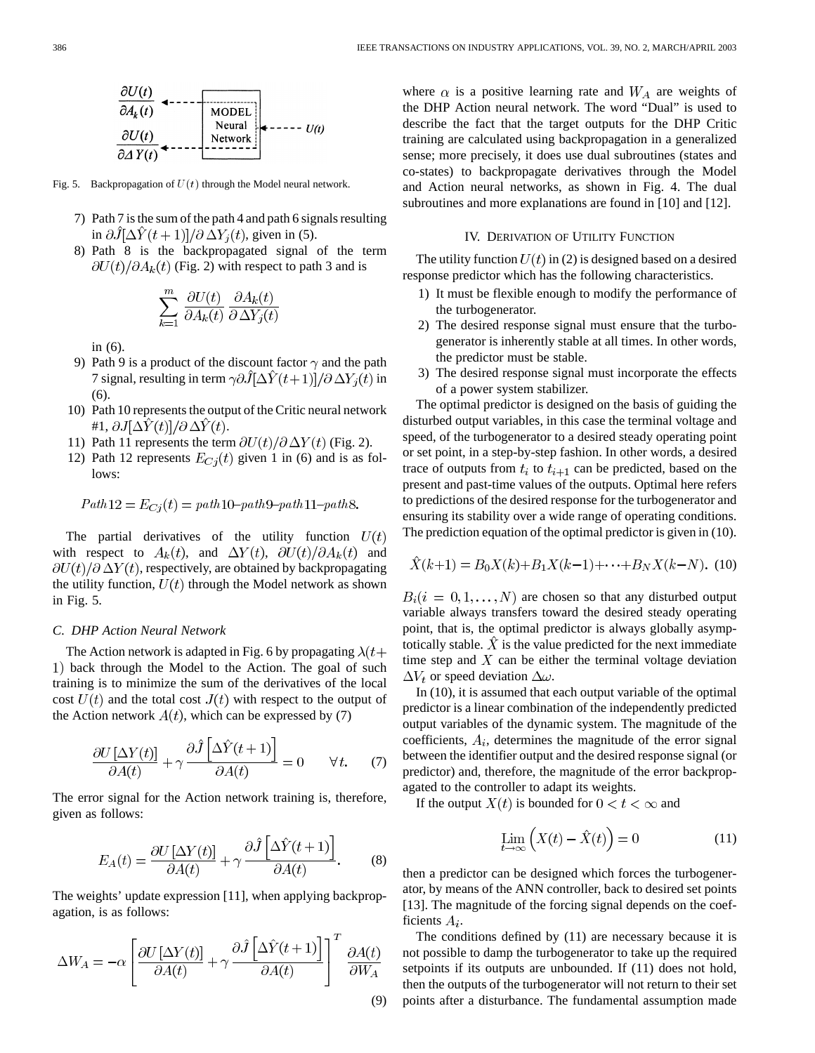Fig. 5. Backpropagation of $U(t)$ through the Model neural network.

7) Path 7 is the sum of the path 4 and path 6 signals resulting in $\partial \hat{J}[\Delta \hat{Y}(t+1)]/\partial \Delta Y_j(t)$, given in (5).
8) Path 8 is the backpropagated signal of the term $\partial U(t)/\partial A_k(t)$ (Fig. 2) with respect to path 3 and is

$$\sum_{k=1}^{m} \frac{\partial U(t)}{\partial A_k(t)} \frac{\partial A_k(t)}{\partial \Delta Y_j(t)}$$

in (6).
9) Path 9 is a product of the discount factor $\gamma$ and the path 7 signal, resulting in term $\gamma \partial \hat{J}[\Delta \hat{Y}(t+1)]/\partial \Delta Y_j(t)$ in (6).
10) Path 10 represents the output of the Critic neural network #1, $\partial J[\Delta \hat{Y}(t)]/\partial \Delta \hat{Y}(t)$.
11) Path 11 represents the term $\partial U(t)/\partial \Delta Y(t)$ (Fig. 2).
12) Path 12 represents $E_{Cj}(t)$ given 1 in (6) and is as follows:

$$Path12 = E_{Cj}(t) = path10 - path9 - path11 - path8.$$

The partial derivatives of the utility function $U(t)$ with respect to $A_k(t)$, and $\Delta Y(t)$, $\partial U(t)/\partial A_k(t)$ and $\partial U(t)/\partial \Delta Y(t)$, respectively, are obtained by backpropagating the utility function, $U(t)$ through the Model network as shown in Fig. 5.

### C. DHP Action Neural Network

The Action network is adapted in Fig. 6 by propagating $\lambda(t+1)$ back through the Model to the Action. The goal of such training is to minimize the sum of the derivatives of the local cost $U(t)$ and the total cost $J(t)$ with respect to the output of the Action network $A(t)$, which can be expressed by (7)

$$\frac{\partial U[\Delta Y(t)]}{\partial A(t)} + \gamma \frac{\partial \hat{J}\left[\Delta \hat{Y}(t+1)\right]}{\partial A(t)} = 0 \qquad \forall t. \tag{7}$$

The error signal for the Action network training is, therefore, given as follows:

$$E_A(t) = \frac{\partial U[\Delta Y(t)]}{\partial A(t)} + \gamma \frac{\partial \hat{J}\left[\Delta \hat{Y}(t+1)\right]}{\partial A(t)}. \tag{8}$$

The weights' update expression [11], when applying backpropagation, is as follows:

$$\Delta W_A = -\alpha \left[ \frac{\partial U[\Delta Y(t)]}{\partial A(t)} + \gamma \frac{\partial \hat{J}\left[\Delta \hat{Y}(t+1)\right]}{\partial A(t)} \right]^T \frac{\partial A(t)}{\partial W_A} \tag{9}$$

where $\alpha$ is a positive learning rate and $W_A$ are weights of the DHP Action neural network. The word "Dual" is used to describe the fact that the target outputs for the DHP Critic training are calculated using backpropagation in a generalized sense; more precisely, it does use dual subroutines (states and co-states) to backpropagate derivatives through the Model and Action neural networks, as shown in Fig. 4. The dual subroutines and more explanations are found in [10] and [12].

## IV. Derivation of Utility Function

The utility function $U(t)$ in (2) is designed based on a desired response predictor which has the following characteristics.

1) It must be flexible enough to modify the performance of the turbogenerator.
2) The desired response signal must ensure that the turbogenerator is inherently stable at all times. In other words, the predictor must be stable.
3) The desired response signal must incorporate the effects of a power system stabilizer.

The optimal predictor is designed on the basis of guiding the disturbed output variables, in this case the terminal voltage and speed, of the turbogenerator to a desired steady operating point or set point, in a step-by-step fashion. In other words, a desired trace of outputs from $t_i$ to $t_{i+1}$ can be predicted, based on the present and past-time values of the outputs. Optimal here refers to predictions of the desired response for the turbogenerator and ensuring its stability over a wide range of operating conditions. The prediction equation of the optimal predictor is given in (10).

$$\hat{X}(k+1) = B_0 X(k) + B_1 X(k-1) + \cdots + B_N X(k-N). \tag{10}$$

$B_i (i = 0, 1, \ldots, N)$ are chosen so that any disturbed output variable always transfers toward the desired steady operating point, that is, the optimal predictor is always globally asymptotically stable. $\hat{X}$ is the value predicted for the next immediate time step and $X$ can be either the terminal voltage deviation $\Delta V_t$ or speed deviation $\Delta \omega$.

In (10), it is assumed that each output variable of the optimal predictor is a linear combination of the independently predicted output variables of the dynamic system. The magnitude of the coefficients, $A_i$, determines the magnitude of the error signal between the identifier output and the desired response signal (or predictor) and, therefore, the magnitude of the error backpropagated to the controller to adapt its weights.

If the output $X(t)$ is bounded for $0 < t < \infty$ and

$$\lim_{t \to \infty} \left( X(t) - \hat{X}(t) \right) = 0 \tag{11}$$

then a predictor can be designed which forces the turbogenerator, by means of the ANN controller, back to desired set points [13]. The magnitude of the forcing signal depends on the coefficients $A_i$.

The conditions defined by (11) are necessary because it is not possible to damp the turbogenerator to take up the required setpoints if its outputs are unbounded. If (11) does not hold, then the outputs of the turbogenerator will not return to their set points after a disturbance. The fundamental assumption made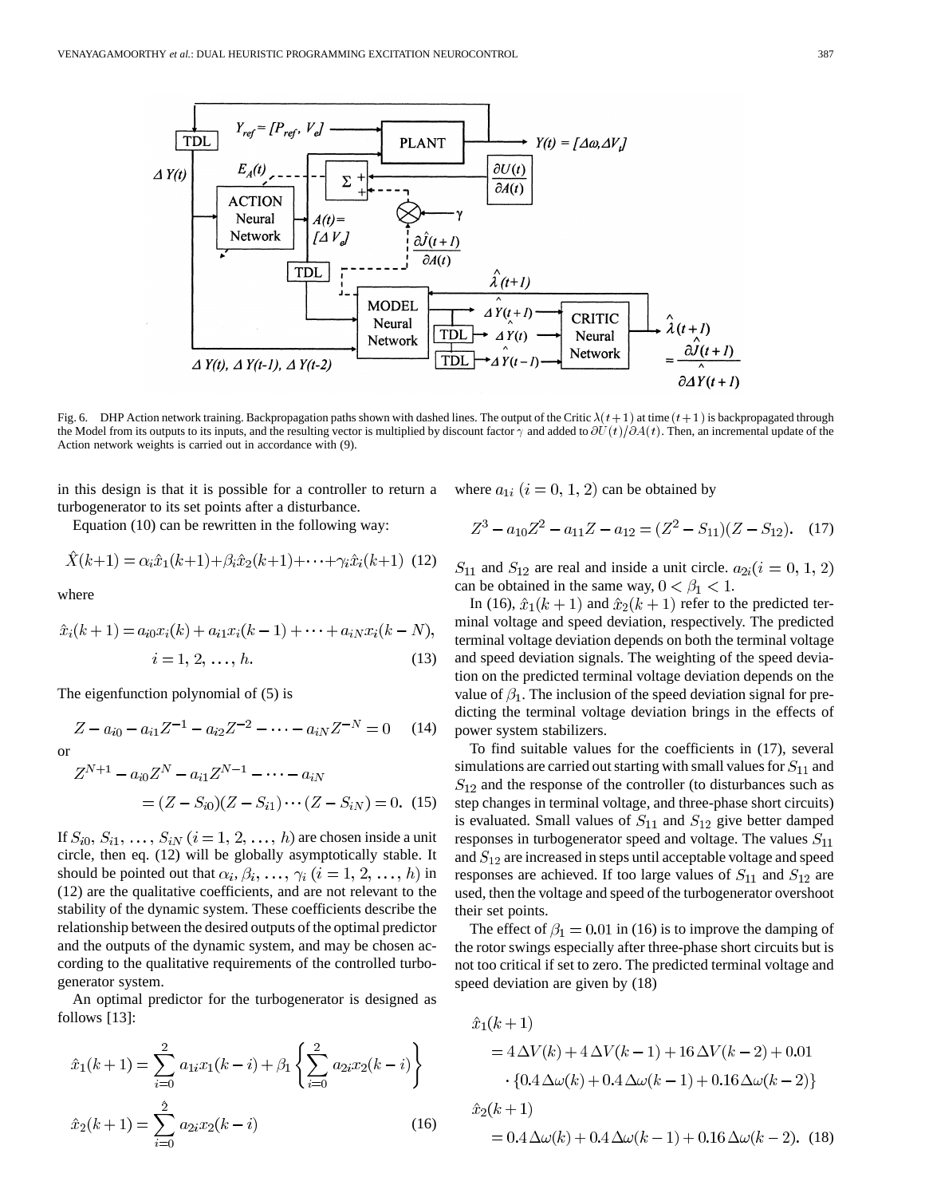Fig. 6. DHP Action network training. Backpropagation paths shown with dashed lines. The output of the Critic $\lambda(t+1)$ at time $(t+1)$ is backpropagated through the Model from its outputs to its inputs, and the resulting vector is multiplied by discount factor $\gamma$ and added to $\partial U(t)/\partial A(t)$. Then, an incremental update of the Action network weights is carried out in accordance with (9).

in this design is that it is possible for a controller to return a turbogenerator to its set points after a disturbance.

Equation (10) can be rewritten in the following way:

$$\hat{X}(k+1) = \alpha_i \hat{x}_1(k+1) + \beta_i \hat{x}_2(k+1) + \cdots + \gamma_i \hat{x}_i(k+1) \quad (12)$$

where

$$\hat{x}_i(k+1) = a_{i0}x_i(k) + a_{i1}x_i(k-1) + \cdots + a_{iN}x_i(k-N), \quad i = 1, 2, \ldots, h. \quad (13)$$

The eigenfunction polynomial of (5) is

$$Z - a_{i0} - a_{i1}Z^{-1} - a_{i2}Z^{-2} - \cdots - a_{iN}Z^{-N} = 0 \quad (14)$$

or

$$Z^{N+1} - a_{i0}Z^N - a_{i1}Z^{N-1} - \cdots - a_{iN} = (Z - S_{i0})(Z - S_{i1})\cdots(Z - S_{iN}) = 0. \quad (15)$$

If $S_{i0}, S_{i1}, \ldots, S_{iN}$ $(i = 1, 2, \ldots, h)$ are chosen inside a unit circle, then eq. (12) will be globally asymptotically stable. It should be pointed out that $\alpha_i, \beta_i, \ldots, \gamma_i$ $(i = 1, 2, \ldots, h)$ in (12) are the qualitative coefficients, and are not relevant to the stability of the dynamic system. These coefficients describe the relationship between the desired outputs of the optimal predictor and the outputs of the dynamic system, and may be chosen according to the qualitative requirements of the controlled turbogenerator system.

An optimal predictor for the turbogenerator is designed as follows [13]:

$$\hat{x}_1(k+1) = \sum_{i=0}^{2} a_{1i}x_1(k-i) + \beta_1 \left\{ \sum_{i=0}^{2} a_{2i}x_2(k-i) \right\}$$

$$\hat{x}_2(k+1) = \sum_{i=0}^{2} a_{2i}x_2(k-i) \quad (16)$$

where $a_{1i}$ $(i = 0, 1, 2)$ can be obtained by

$$Z^3 - a_{10}Z^2 - a_{11}Z - a_{12} = (Z^2 - S_{11})(Z - S_{12}). \quad (17)$$

$S_{11}$ and $S_{12}$ are real and inside a unit circle. $a_{2i}(i = 0, 1, 2)$ can be obtained in the same way, $0 < \beta_1 < 1$.

In (16), $\hat{x}_1(k+1)$ and $\hat{x}_2(k+1)$ refer to the predicted terminal voltage and speed deviation, respectively. The predicted terminal voltage deviation depends on both the terminal voltage and speed deviation signals. The weighting of the speed deviation on the predicted terminal voltage deviation depends on the value of $\beta_1$. The inclusion of the speed deviation signal for predicting the terminal voltage deviation brings in the effects of power system stabilizers.

To find suitable values for the coefficients in (17), several simulations are carried out starting with small values for $S_{11}$ and $S_{12}$ and the response of the controller (to disturbances such as step changes in terminal voltage, and three-phase short circuits) is evaluated. Small values of $S_{11}$ and $S_{12}$ give better damped responses in turbogenerator speed and voltage. The values $S_{11}$ and $S_{12}$ are increased in steps until acceptable voltage and speed responses are achieved. If too large values of $S_{11}$ and $S_{12}$ are used, then the voltage and speed of the turbogenerator overshoot their set points.

The effect of $\beta_1 = 0.01$ in (16) is to improve the damping of the rotor swings especially after three-phase short circuits but is not too critical if set to zero. The predicted terminal voltage and speed deviation are given by (18)

$$\begin{aligned}
\hat{x}_1(k+1) &= 4\,\Delta V(k) + 4\,\Delta V(k-1) + 16\,\Delta V(k-2) + 0.01 \\
&\quad \cdot \{0.4\,\Delta\omega(k) + 0.4\,\Delta\omega(k-1) + 0.16\,\Delta\omega(k-2)\} \\
\hat{x}_2(k+1) &= 0.4\,\Delta\omega(k) + 0.4\,\Delta\omega(k-1) + 0.16\,\Delta\omega(k-2). \quad (18)
\end{aligned}$$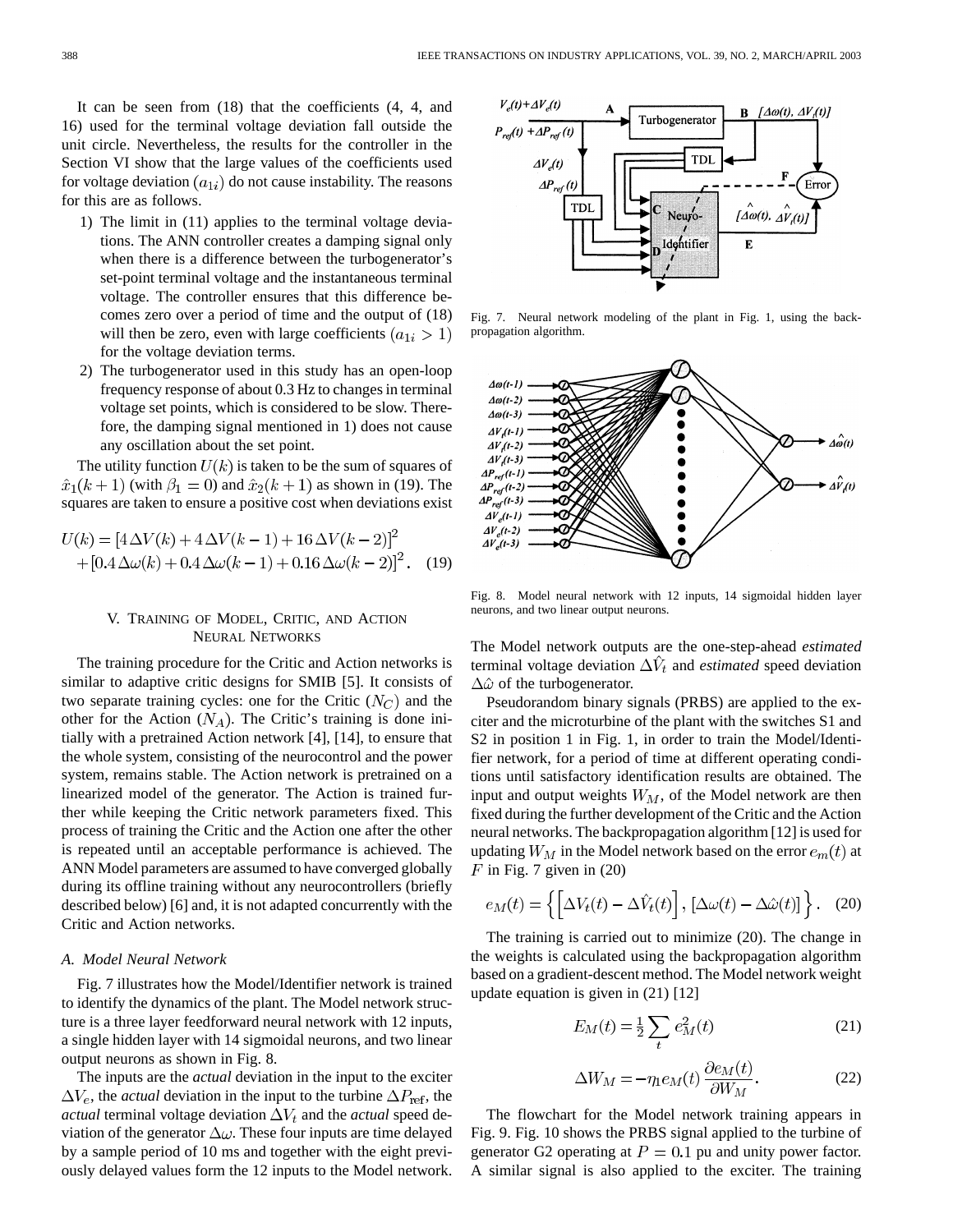It can be seen from (18) that the coefficients (4, 4, and 16) used for the terminal voltage deviation fall outside the unit circle. Nevertheless, the results for the controller in the Section VI show that the large values of the coefficients used for voltage deviation $(a_{1i})$ do not cause instability. The reasons for this are as follows.

1) The limit in (11) applies to the terminal voltage deviations. The ANN controller creates a damping signal only when there is a difference between the turbogenerator's set-point terminal voltage and the instantaneous terminal voltage. The controller ensures that this difference becomes zero over a period of time and the output of (18) will then be zero, even with large coefficients $(a_{1i} > 1)$ for the voltage deviation terms.
2) The turbogenerator used in this study has an open-loop frequency response of about 0.3 Hz to changes in terminal voltage set points, which is considered to be slow. Therefore, the damping signal mentioned in 1) does not cause any oscillation about the set point.

The utility function $U(k)$ is taken to be the sum of squares of $\hat{x}_1(k+1)$ (with $\beta_1 = 0$) and $\hat{x}_2(k+1)$ as shown in (19). The squares are taken to ensure a positive cost when deviations exist

$$U(k) = [4\,\Delta V(k) + 4\,\Delta V(k-1) + 16\,\Delta V(k-2)]^2 + [0.4\,\Delta\omega(k) + 0.4\,\Delta\omega(k-1) + 0.16\,\Delta\omega(k-2)]^2. \quad (19)$$

## V. Training of Model, Critic, and Action Neural Networks

The training procedure for the Critic and Action networks is similar to adaptive critic designs for SMIB [5]. It consists of two separate training cycles: one for the Critic $(N_C)$ and the other for the Action $(N_A)$. The Critic's training is done initially with a pretrained Action network [4], [14], to ensure that the whole system, consisting of the neurocontrol and the power system, remains stable. The Action network is pretrained on a linearized model of the generator. The Action is trained further while keeping the Critic network parameters fixed. This process of training the Critic and the Action one after the other is repeated until an acceptable performance is achieved. The ANN Model parameters are assumed to have converged globally during its offline training without any neurocontrollers (briefly described below) [6] and, it is not adapted concurrently with the Critic and Action networks.

### A. Model Neural Network

Fig. 7 illustrates how the Model/Identifier network is trained to identify the dynamics of the plant. The Model network structure is a three layer feedforward neural network with 12 inputs, a single hidden layer with 14 sigmoidal neurons, and two linear output neurons as shown in Fig. 8.

The inputs are the *actual* deviation in the input to the exciter $\Delta V_e$, the *actual* deviation in the input to the turbine $\Delta P_{\text{ref}}$, the *actual* terminal voltage deviation $\Delta V_t$ and the *actual* speed deviation of the generator $\Delta\omega$. These four inputs are time delayed by a sample period of 10 ms and together with the eight previously delayed values form the 12 inputs to the Model network.

Fig. 7. Neural network modeling of the plant in Fig. 1, using the backpropagation algorithm.

Fig. 8. Model neural network with 12 inputs, 14 sigmoidal hidden layer neurons, and two linear output neurons.

The Model network outputs are the one-step-ahead *estimated* terminal voltage deviation $\Delta\hat{V}_t$ and *estimated* speed deviation $\Delta\hat{\omega}$ of the turbogenerator.

Pseudorandom binary signals (PRBS) are applied to the exciter and the microturbine of the plant with the switches S1 and S2 in position 1 in Fig. 1, in order to train the Model/Identifier network, for a period of time at different operating conditions until satisfactory identification results are obtained. The input and output weights $W_M$, of the Model network are then fixed during the further development of the Critic and the Action neural networks. The backpropagation algorithm [12] is used for updating $W_M$ in the Model network based on the error $e_m(t)$ at $F$ in Fig. 7 given in (20)

$$e_M(t) = \left\{ \left[\Delta V_t(t) - \Delta\hat{V}_t(t)\right], \left[\Delta\omega(t) - \Delta\hat{\omega}(t)\right] \right\}. \quad (20)$$

The training is carried out to minimize (20). The change in the weights is calculated using the backpropagation algorithm based on a gradient-descent method. The Model network weight update equation is given in (21) [12]

$$E_M(t) = \frac{1}{2}\sum_t e_M^2(t) \quad (21)$$

$$\Delta W_M = -\eta_1 e_M(t)\frac{\partial e_M(t)}{\partial W_M}. \quad (22)$$

The flowchart for the Model network training appears in Fig. 9. Fig. 10 shows the PRBS signal applied to the turbine of generator G2 operating at $P = 0.1$ pu and unity power factor. A similar signal is also applied to the exciter. The training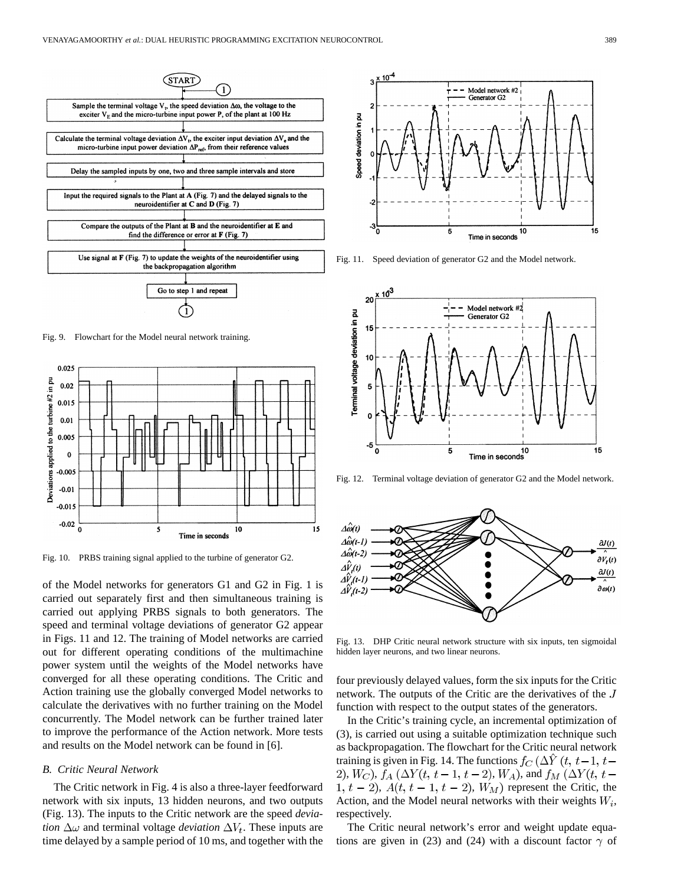Fig. 9. Flowchart for the Model neural network training.

Fig. 10. PRBS training signal applied to the turbine of generator G2.

of the Model networks for generators G1 and G2 in Fig. 1 is carried out separately first and then simultaneous training is carried out applying PRBS signals to both generators. The speed and terminal voltage deviations of generator G2 appear in Figs. 11 and 12. The training of Model networks are carried out for different operating conditions of the multimachine power system until the weights of the Model networks have converged for all these operating conditions. The Critic and Action training use the globally converged Model networks to calculate the derivatives with no further training on the Model concurrently. The Model network can be further trained later to improve the performance of the Action network. More tests and results on the Model network can be found in [6].

### B. Critic Neural Network

The Critic network in Fig. 4 is also a three-layer feedforward network with six inputs, 13 hidden neurons, and two outputs (Fig. 13). The inputs to the Critic network are the speed *deviation* $\Delta\omega$ and terminal voltage *deviation* $\Delta V_t$. These inputs are time delayed by a sample period of 10 ms, and together with the four previously delayed values, form the six inputs for the Critic network. The outputs of the Critic are the derivatives of the $J$ function with respect to the output states of the generators.

Fig. 11. Speed deviation of generator G2 and the Model network.

Fig. 12. Terminal voltage deviation of generator G2 and the Model network.

Fig. 13. DHP Critic neural network structure with six inputs, ten sigmoidal hidden layer neurons, and two linear neurons.

In the Critic's training cycle, an incremental optimization of (3), is carried out using a suitable optimization technique such as backpropagation. The flowchart for the Critic neural network training is given in Fig. 14. The functions $f_C\,(\Delta\hat{Y}\,(t,\,t-1,\,t-2),\,W_C)$, $f_A\,(\Delta Y(t,\,t-1,\,t-2),\,W_A)$, and $f_M\,(\Delta Y(t,\,t-1,\,t-2),\,A(t,\,t-1,\,t-2),\,W_M)$ represent the Critic, the Action, and the Model neural networks with their weights $W_i$, respectively.

The Critic neural network's error and weight update equations are given in (23) and (24) with a discount factor $\gamma$ of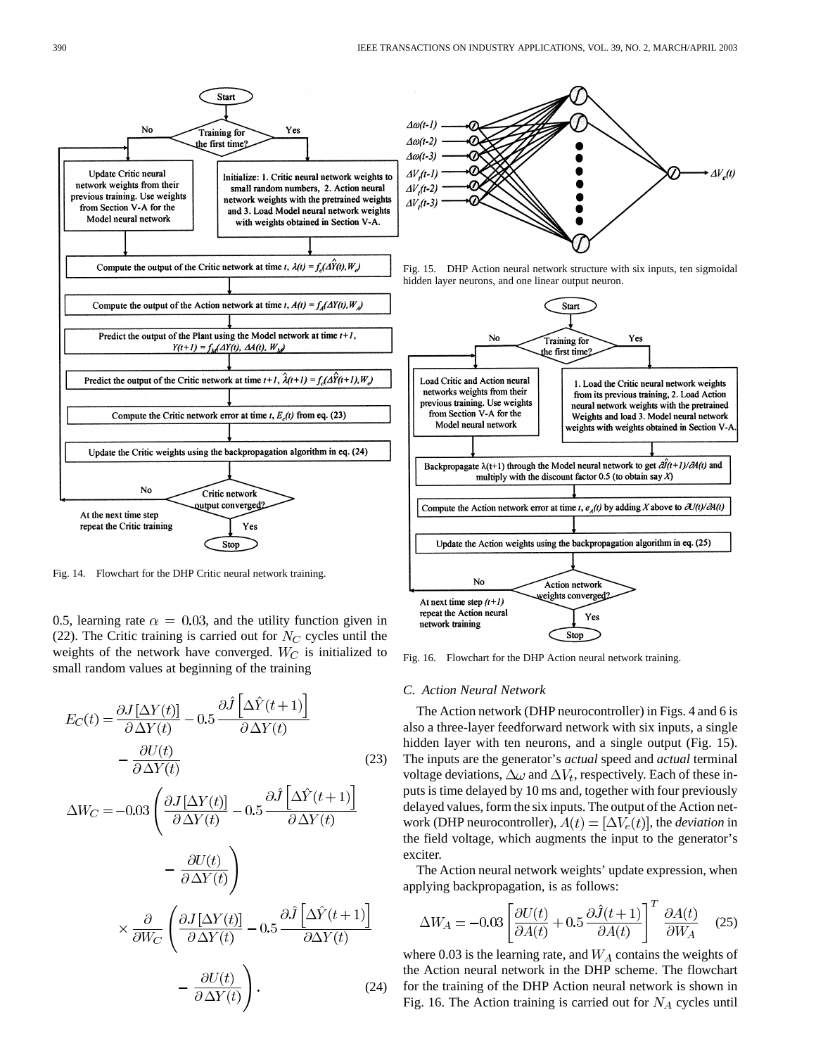Fig. 14. Flowchart for the DHP Critic neural network training.

Fig. 15. DHP Action neural network structure with six inputs, ten sigmoidal hidden layer neurons, and one linear output neuron.

Fig. 16. Flowchart for the DHP Action neural network training.

0.5, learning rate $\alpha = 0.03$, and the utility function given in (22). The Critic training is carried out for $N_C$ cycles until the weights of the network have converged. $W_C$ is initialized to small random values at beginning of the training

$$E_C(t) = \frac{\partial J[\Delta Y(t)]}{\partial \Delta Y(t)} - 0.5 \frac{\partial \hat{J}\left[\Delta \hat{Y}(t+1)\right]}{\partial \Delta Y(t)} - \frac{\partial U(t)}{\partial \Delta Y(t)} \tag{23}$$

$$\Delta W_C = -0.03 \left( \frac{\partial J[\Delta Y(t)]}{\partial \Delta Y(t)} - 0.5 \frac{\partial \hat{J}\left[\Delta \hat{Y}(t+1)\right]}{\partial \Delta Y(t)} - \frac{\partial U(t)}{\partial \Delta Y(t)} \right) \times \frac{\partial}{\partial W_C} \left( \frac{\partial J[\Delta Y(t)]}{\partial \Delta Y(t)} - 0.5 \frac{\partial \hat{J}\left[\Delta \hat{Y}(t+1)\right]}{\partial \Delta Y(t)} - \frac{\partial U(t)}{\partial \Delta Y(t)} \right). \tag{24}$$

### C. Action Neural Network

The Action network (DHP neurocontroller) in Figs. 4 and 6 is also a three-layer feedforward network with six inputs, a single hidden layer with ten neurons, and a single output (Fig. 15). The inputs are the generator's *actual* speed and *actual* terminal voltage deviations, $\Delta\omega$ and $\Delta V_t$, respectively. Each of these inputs is time delayed by 10 ms and, together with four previously delayed values, form the six inputs. The output of the Action network (DHP neurocontroller), $A(t) = [\Delta V_e(t)]$, the *deviation* in the field voltage, which augments the input to the generator's exciter.

The Action neural network weights' update expression, when applying backpropagation, is as follows:

$$\Delta W_A = -0.03 \left[ \frac{\partial U(t)}{\partial A(t)} + 0.5 \frac{\partial \hat{J}(t+1)}{\partial A(t)} \right]^T \frac{\partial A(t)}{\partial W_A} \tag{25}$$

where 0.03 is the learning rate, and $W_A$ contains the weights of the Action neural network in the DHP scheme. The flowchart for the training of the DHP Action neural network is shown in Fig. 16. The Action training is carried out for $N_A$ cycles until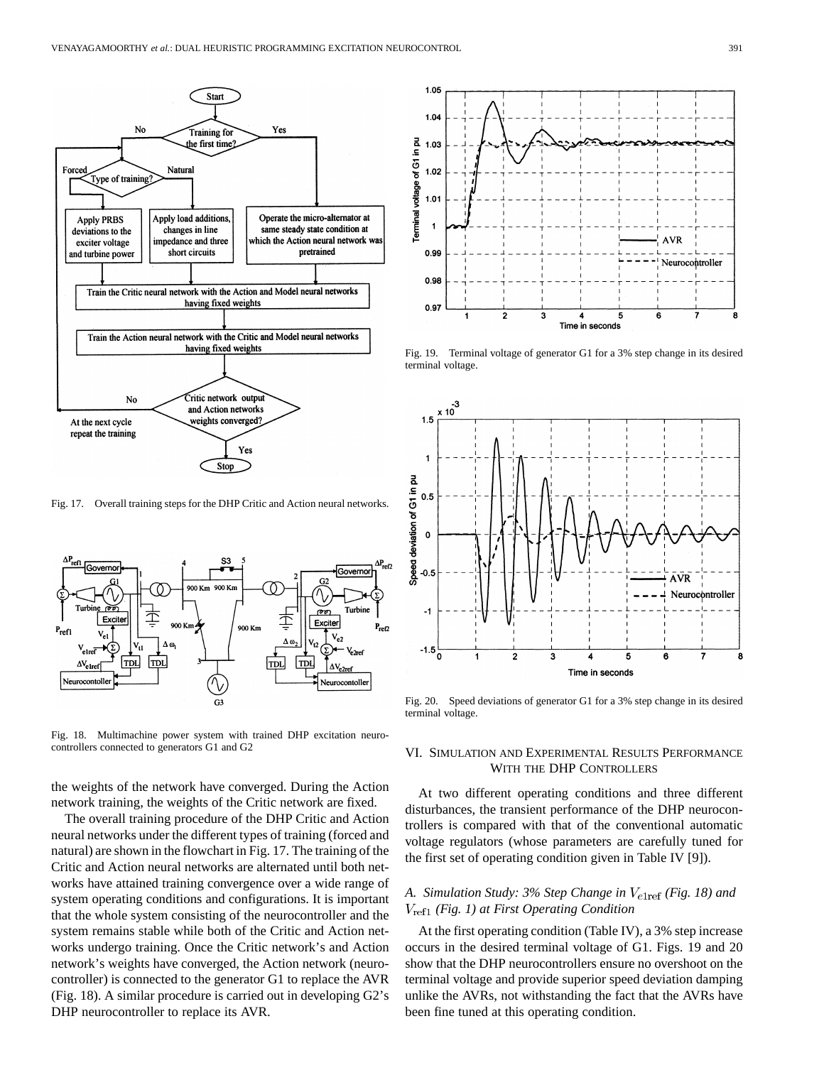Fig. 17. Overall training steps for the DHP Critic and Action neural networks.

Fig. 18. Multimachine power system with trained DHP excitation neurocontrollers connected to generators G1 and G2

the weights of the network have converged. During the Action network training, the weights of the Critic network are fixed.

The overall training procedure of the DHP Critic and Action neural networks under the different types of training (forced and natural) are shown in the flowchart in Fig. 17. The training of the Critic and Action neural networks are alternated until both networks have attained training convergence over a wide range of system operating conditions and configurations. It is important that the whole system consisting of the neurocontroller and the system remains stable while both of the Critic and Action networks undergo training. Once the Critic network's and Action network's weights have converged, the Action network (neurocontroller) is connected to the generator G1 to replace the AVR (Fig. 18). A similar procedure is carried out in developing G2's DHP neurocontroller to replace its AVR.

Fig. 19. Terminal voltage of generator G1 for a 3% step change in its desired terminal voltage.

Fig. 20. Speed deviations of generator G1 for a 3% step change in its desired terminal voltage.

## VI. Simulation and Experimental Results Performance With the DHP Controllers

At two different operating conditions and three different disturbances, the transient performance of the DHP neurocontrollers is compared with that of the conventional automatic voltage regulators (whose parameters are carefully tuned for the first set of operating condition given in Table IV [9]).

### *A. Simulation Study: 3% Step Change in $V_{e1\mathrm{ref}}$ (Fig. 18) and $V_{\mathrm{ref}1}$ (Fig. 1) at First Operating Condition*

At the first operating condition (Table IV), a 3% step increase occurs in the desired terminal voltage of G1. Figs. 19 and 20 show that the DHP neurocontrollers ensure no overshoot on the terminal voltage and provide superior speed deviation damping unlike the AVRs, not withstanding the fact that the AVRs have been fine tuned at this operating condition.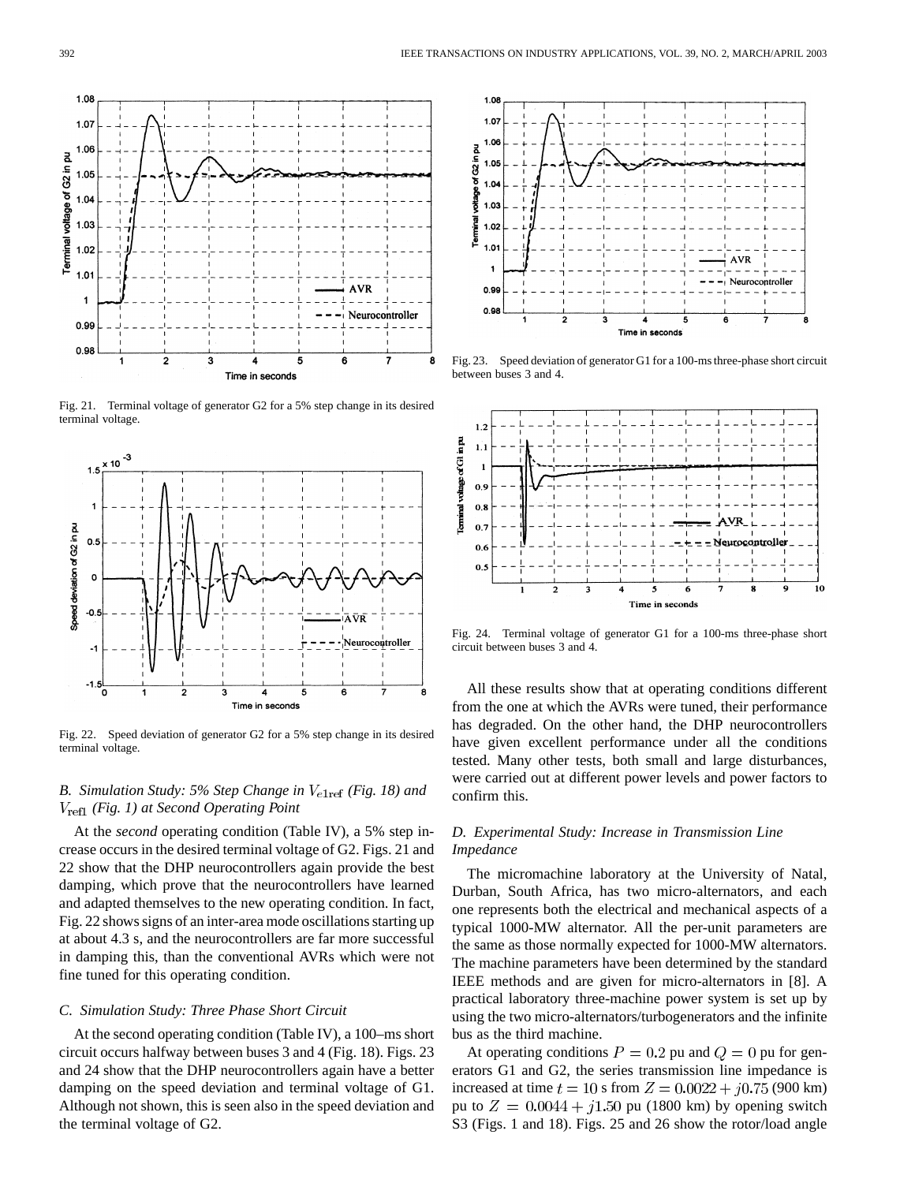Fig. 21. Terminal voltage of generator G2 for a 5% step change in its desired terminal voltage.

Fig. 22. Speed deviation of generator G2 for a 5% step change in its desired terminal voltage.

### B. Simulation Study: 5% Step Change in $V_{e1\mathrm{ref}}$ (Fig. 18) and $V_{\mathrm{ref1}}$ (Fig. 1) at Second Operating Point

At the *second* operating condition (Table IV), a 5% step increase occurs in the desired terminal voltage of G2. Figs. 21 and 22 show that the DHP neurocontrollers again provide the best damping, which prove that the neurocontrollers have learned and adapted themselves to the new operating condition. In fact, Fig. 22 shows signs of an inter-area mode oscillations starting up at about 4.3 s, and the neurocontrollers are far more successful in damping this, than the conventional AVRs which were not fine tuned for this operating condition.

### C. Simulation Study: Three Phase Short Circuit

At the second operating condition (Table IV), a 100–ms short circuit occurs halfway between buses 3 and 4 (Fig. 18). Figs. 23 and 24 show that the DHP neurocontrollers again have a better damping on the speed deviation and terminal voltage of G1. Although not shown, this is seen also in the speed deviation and the terminal voltage of G2.

Fig. 23. Speed deviation of generator G1 for a 100-ms three-phase short circuit between buses 3 and 4.

Fig. 24. Terminal voltage of generator G1 for a 100-ms three-phase short circuit between buses 3 and 4.

All these results show that at operating conditions different from the one at which the AVRs were tuned, their performance has degraded. On the other hand, the DHP neurocontrollers have given excellent performance under all the conditions tested. Many other tests, both small and large disturbances, were carried out at different power levels and power factors to confirm this.

### D. Experimental Study: Increase in Transmission Line Impedance

The micromachine laboratory at the University of Natal, Durban, South Africa, has two micro-alternators, and each one represents both the electrical and mechanical aspects of a typical 1000-MW alternator. All the per-unit parameters are the same as those normally expected for 1000-MW alternators. The machine parameters have been determined by the standard IEEE methods and are given for micro-alternators in [8]. A practical laboratory three-machine power system is set up by using the two micro-alternators/turbogenerators and the infinite bus as the third machine.

At operating conditions $P = 0.2$ pu and $Q = 0$ pu for generators G1 and G2, the series transmission line impedance is increased at time $t = 10$ s from $Z = 0.0022 + j0.75$ (900 km) pu to $Z = 0.0044 + j1.50$ pu (1800 km) by opening switch S3 (Figs. 1 and 18). Figs. 25 and 26 show the rotor/load angle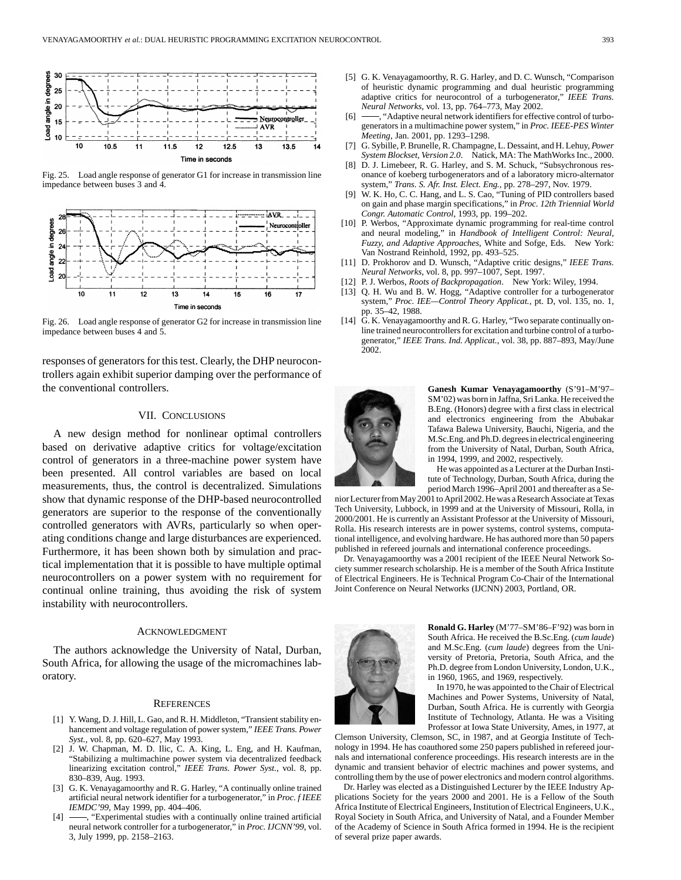Fig. 25. Load angle response of generator G1 for increase in transmission line impedance between buses 3 and 4.

Fig. 26. Load angle response of generator G2 for increase in transmission line impedance between buses 4 and 5.

responses of generators for this test. Clearly, the DHP neurocontrollers again exhibit superior damping over the performance of the conventional controllers.

## VII. Conclusions

A new design method for nonlinear optimal controllers based on derivative adaptive critics for voltage/excitation control of generators in a three-machine power system have been presented. All control variables are based on local measurements, thus, the control is decentralized. Simulations show that dynamic response of the DHP-based neurocontrolled generators are superior to the response of the conventionally controlled generators with AVRs, particularly so when operating conditions change and large disturbances are experienced. Furthermore, it has been shown both by simulation and practical implementation that it is possible to have multiple optimal neurocontrollers on a power system with no requirement for continual online training, thus avoiding the risk of system instability with neurocontrollers.

## Acknowledgment

The authors acknowledge the University of Natal, Durban, South Africa, for allowing the usage of the micromachines laboratory.

## References

[1] Y. Wang, D. J. Hill, L. Gao, and R. H. Middleton, "Transient stability enhancement and voltage regulation of power system," *IEEE Trans. Power Syst.*, vol. 8, pp. 620–627, May 1993.

[2] J. W. Chapman, M. D. Ilic, C. A. King, L. Eng, and H. Kaufman, "Stabilizing a multimachine power system via decentralized feedback linearizing excitation control," *IEEE Trans. Power Syst.*, vol. 8, pp. 830–839, Aug. 1993.

[3] G. K. Venayagamoorthy and R. G. Harley, "A continually online trained artificial neural network identifier for a turbogenerator," in *Proc. f IEEE IEMDC'99*, May 1999, pp. 404–406.

[4] ——, "Experimental studies with a continually online trained artificial neural network controller for a turbogenerator," in *Proc. IJCNN'99*, vol. 3, July 1999, pp. 2158–2163.

[5] G. K. Venayagamoorthy, R. G. Harley, and D. C. Wunsch, "Comparison of heuristic dynamic programming and dual heuristic programming adaptive critics for neurocontrol of a turbogenerator," *IEEE Trans. Neural Networks*, vol. 13, pp. 764–773, May 2002.

[6] ——, "Adaptive neural network identifiers for effective control of turbogenerators in a multimachine power system," in *Proc. IEEE-PES Winter Meeting*, Jan. 2001, pp. 1293–1298.

[7] G. Sybille, P. Brunelle, R. Champagne, L. Dessaint, and H. Lehuy, *Power System Blockset, Version 2.0*. Natick, MA: The MathWorks Inc., 2000.

[8] D. J. Limebeer, R. G. Harley, and S. M. Schuck, "Subsychronous resonance of koeberg turbogenerators and of a laboratory micro-alternator system," *Trans. S. Afr. Inst. Elect. Eng.*, pp. 278–297, Nov. 1979.

[9] W. K. Ho, C. C. Hang, and L. S. Cao, "Tuning of PID controllers based on gain and phase margin specifications," in *Proc. 12th Triennial World Congr. Automatic Control*, 1993, pp. 199–202.

[10] P. Werbos, "Approximate dynamic programming for real-time control and neural modeling," in *Handbook of Intelligent Control: Neural, Fuzzy, and Adaptive Approaches*, White and Sofge, Eds. New York: Van Nostrand Reinhold, 1992, pp. 493–525.

[11] D. Prokhorov and D. Wunsch, "Adaptive critic designs," *IEEE Trans. Neural Networks*, vol. 8, pp. 997–1007, Sept. 1997.

[12] P. J. Werbos, *Roots of Backpropagation*. New York: Wiley, 1994.

[13] Q. H. Wu and B. W. Hogg, "Adaptive controller for a turbogenerator system," *Proc. IEE—Control Theory Applicat.*, pt. D, vol. 135, no. 1, pp. 35–42, 1988.

[14] G. K. Venayagamoorthy and R. G. Harley, "Two separate continually online trained neurocontrollers for excitation and turbine control of a turbogenerator," *IEEE Trans. Ind. Applicat.*, vol. 38, pp. 887–893, May/June 2002.

**Ganesh Kumar Venayagamoorthy** (S'91–M'97–SM'02) was born in Jaffna, Sri Lanka. He received the B.Eng. (Honors) degree with a first class in electrical and electronics engineering from the Abubakar Tafawa Balewa University, Bauchi, Nigeria, and the M.Sc.Eng. and Ph.D. degrees in electrical engineering from the University of Natal, Durban, South Africa, in 1994, 1999, and 2002, respectively.

He was appointed as a Lecturer at the Durban Institute of Technology, Durban, South Africa, during the period March 1996–April 2001 and thereafter as a Senior Lecturer from May 2001 to April 2002. He was a Research Associate at Texas Tech University, Lubbock, in 1999 and at the University of Missouri, Rolla, in 2000/2001. He is currently an Assistant Professor at the University of Missouri, Rolla. His research interests are in power systems, control systems, computational intelligence, and evolving hardware. He has authored more than 50 papers published in refereed journals and international conference proceedings.

Dr. Venayagamoorthy was a 2001 recipient of the IEEE Neural Network Society summer research scholarship. He is a member of the South Africa Institute of Electrical Engineers. He is Technical Program Co-Chair of the International Joint Conference on Neural Networks (IJCNN) 2003, Portland, OR.

**Ronald G. Harley** (M'77–SM'86–F'92) was born in South Africa. He received the B.Sc.Eng. (*cum laude*) and M.Sc.Eng. (*cum laude*) degrees from the University of Pretoria, Pretoria, South Africa, and the Ph.D. degree from London University, London, U.K., in 1960, 1965, and 1969, respectively.

In 1970, he was appointed to the Chair of Electrical Machines and Power Systems, University of Natal, Durban, South Africa. He is currently with Georgia Institute of Technology, Atlanta. He was a Visiting Professor at Iowa State University, Ames, in 1977, at Clemson University, Clemson, SC, in 1987, and at Georgia Institute of Technology in 1994. He has coauthored some 250 papers published in refereed journals and international conference proceedings. His research interests are in the dynamic and transient behavior of electric machines and power systems, and controlling them by the use of power electronics and modern control algorithms.

Dr. Harley was elected as a Distinguished Lecturer by the IEEE Industry Applications Society for the years 2000 and 2001. He is a Fellow of the South Africa Institute of Electrical Engineers, Institution of Electrical Engineers, U.K., Royal Society in South Africa, and University of Natal, and a Founder Member of the Academy of Science in South Africa formed in 1994. He is the recipient of several prize paper awards.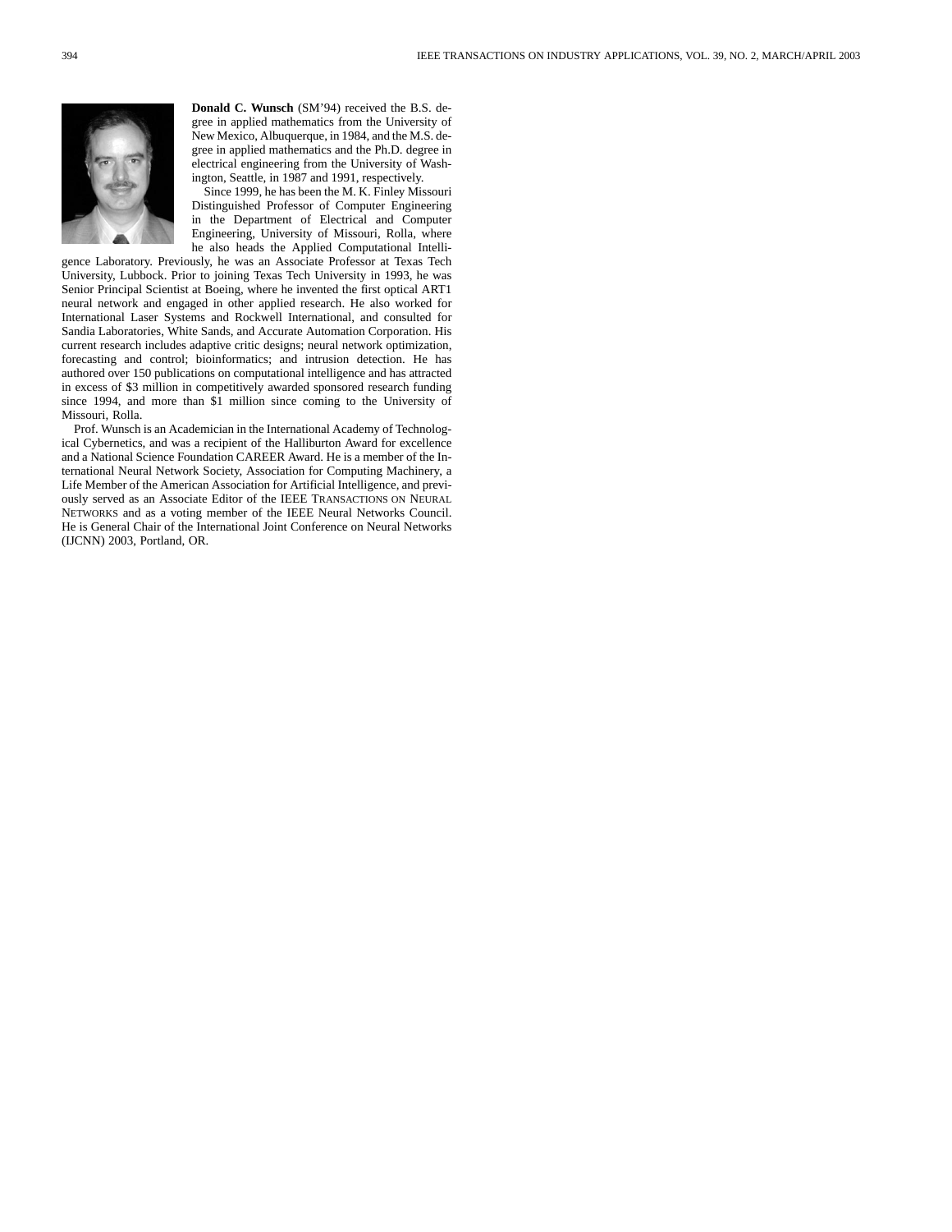**Donald C. Wunsch** (SM'94) received the B.S. degree in applied mathematics from the University of New Mexico, Albuquerque, in 1984, and the M.S. degree in applied mathematics and the Ph.D. degree in electrical engineering from the University of Washington, Seattle, in 1987 and 1991, respectively.

Since 1999, he has been the M. K. Finley Missouri Distinguished Professor of Computer Engineering in the Department of Electrical and Computer Engineering, University of Missouri, Rolla, where he also heads the Applied Computational Intelligence Laboratory. Previously, he was an Associate Professor at Texas Tech University, Lubbock. Prior to joining Texas Tech University in 1993, he was Senior Principal Scientist at Boeing, where he invented the first optical ART1 neural network and engaged in other applied research. He also worked for International Laser Systems and Rockwell International, and consulted for Sandia Laboratories, White Sands, and Accurate Automation Corporation. His current research includes adaptive critic designs; neural network optimization, forecasting and control; bioinformatics; and intrusion detection. He has authored over 150 publications on computational intelligence and has attracted in excess of $3 million in competitively awarded sponsored research funding since 1994, and more than $1 million since coming to the University of Missouri, Rolla.

Prof. Wunsch is an Academician in the International Academy of Technological Cybernetics, and was a recipient of the Halliburton Award for excellence and a National Science Foundation CAREER Award. He is a member of the International Neural Network Society, Association for Computing Machinery, a Life Member of the American Association for Artificial Intelligence, and previously served as an Associate Editor of the IEEE TRANSACTIONS ON NEURAL NETWORKS and as a voting member of the IEEE Neural Networks Council. He is General Chair of the International Joint Conference on Neural Networks (IJCNN) 2003, Portland, OR.